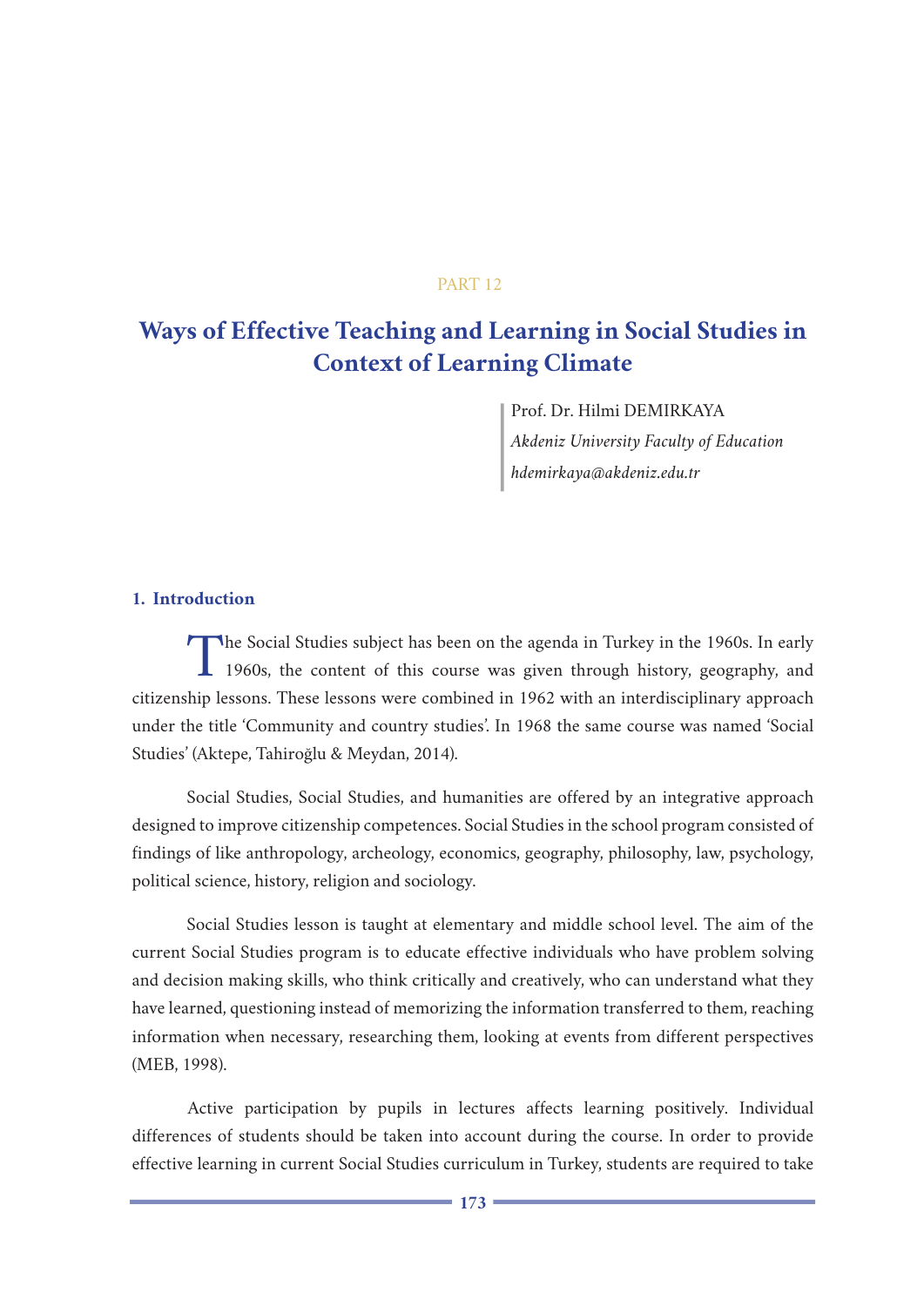PART 12

# Ways of Effective Teaching and Learning in Social Studies in Context of Learning Climate

Prof. Dr. Hilmi DEMIRKAYA
*Akdeniz University Faculty of Education*
*hdemirkaya@akdeniz.edu.tr*

## 1. Introduction

The Social Studies subject has been on the agenda in Turkey in the 1960s. In early 1960s, the content of this course was given through history, geography, and citizenship lessons. These lessons were combined in 1962 with an interdisciplinary approach under the title 'Community and country studies'. In 1968 the same course was named 'Social Studies' (Aktepe, Tahiroğlu & Meydan, 2014).

Social Studies, Social Studies, and humanities are offered by an integrative approach designed to improve citizenship competences. Social Studies in the school program consisted of findings of like anthropology, archeology, economics, geography, philosophy, law, psychology, political science, history, religion and sociology.

Social Studies lesson is taught at elementary and middle school level. The aim of the current Social Studies program is to educate effective individuals who have problem solving and decision making skills, who think critically and creatively, who can understand what they have learned, questioning instead of memorizing the information transferred to them, reaching information when necessary, researching them, looking at events from different perspectives (MEB, 1998).

Active participation by pupils in lectures affects learning positively. Individual differences of students should be taken into account during the course. In order to provide effective learning in current Social Studies curriculum in Turkey, students are required to take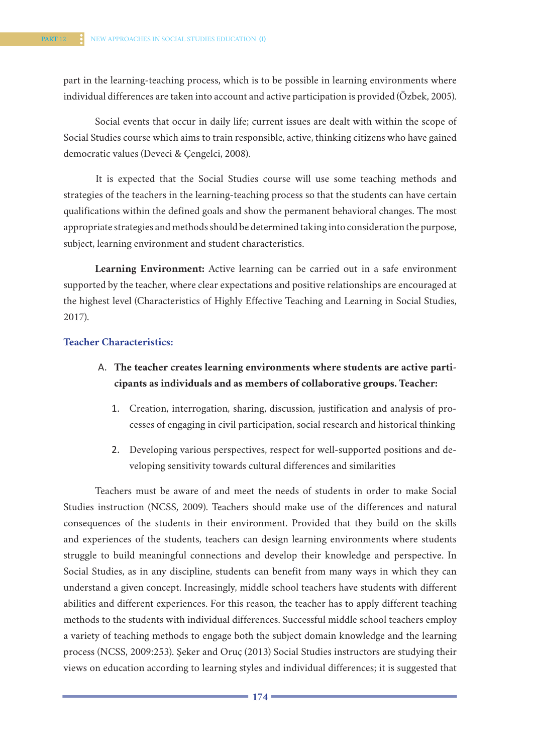part in the learning-teaching process, which is to be possible in learning environments where individual differences are taken into account and active participation is provided (Özbek, 2005).

Social events that occur in daily life; current issues are dealt with within the scope of Social Studies course which aims to train responsible, active, thinking citizens who have gained democratic values (Deveci & Çengelci, 2008).

It is expected that the Social Studies course will use some teaching methods and strategies of the teachers in the learning-teaching process so that the students can have certain qualifications within the defined goals and show the permanent behavioral changes. The most appropriate strategies and methods should be determined taking into consideration the purpose, subject, learning environment and student characteristics.

**Learning Environment:** Active learning can be carried out in a safe environment supported by the teacher, where clear expectations and positive relationships are encouraged at the highest level (Characteristics of Highly Effective Teaching and Learning in Social Studies, 2017).

### Teacher Characteristics:

A. **The teacher creates learning environments where students are active participants as individuals and as members of collaborative groups. Teacher:**

   1. Creation, interrogation, sharing, discussion, justification and analysis of processes of engaging in civil participation, social research and historical thinking
   2. Developing various perspectives, respect for well-supported positions and developing sensitivity towards cultural differences and similarities

Teachers must be aware of and meet the needs of students in order to make Social Studies instruction (NCSS, 2009). Teachers should make use of the differences and natural consequences of the students in their environment. Provided that they build on the skills and experiences of the students, teachers can design learning environments where students struggle to build meaningful connections and develop their knowledge and perspective. In Social Studies, as in any discipline, students can benefit from many ways in which they can understand a given concept. Increasingly, middle school teachers have students with different abilities and different experiences. For this reason, the teacher has to apply different teaching methods to the students with individual differences. Successful middle school teachers employ a variety of teaching methods to engage both the subject domain knowledge and the learning process (NCSS, 2009:253). Şeker and Oruç (2013) Social Studies instructors are studying their views on education according to learning styles and individual differences; it is suggested that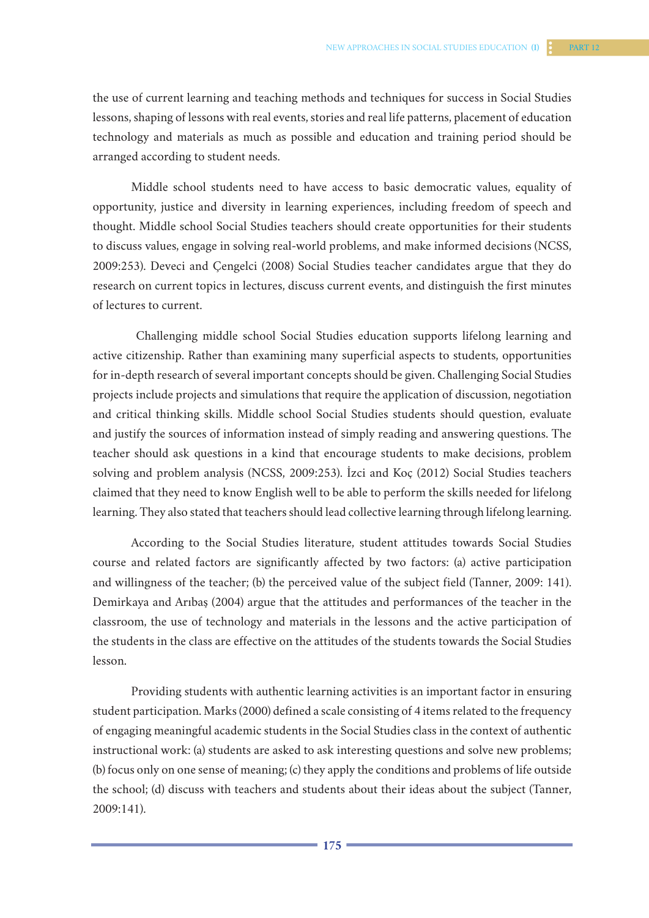the use of current learning and teaching methods and techniques for success in Social Studies lessons, shaping of lessons with real events, stories and real life patterns, placement of education technology and materials as much as possible and education and training period should be arranged according to student needs.

Middle school students need to have access to basic democratic values, equality of opportunity, justice and diversity in learning experiences, including freedom of speech and thought. Middle school Social Studies teachers should create opportunities for their students to discuss values, engage in solving real-world problems, and make informed decisions (NCSS, 2009:253). Deveci and Çengelci (2008) Social Studies teacher candidates argue that they do research on current topics in lectures, discuss current events, and distinguish the first minutes of lectures to current.

Challenging middle school Social Studies education supports lifelong learning and active citizenship. Rather than examining many superficial aspects to students, opportunities for in-depth research of several important concepts should be given. Challenging Social Studies projects include projects and simulations that require the application of discussion, negotiation and critical thinking skills. Middle school Social Studies students should question, evaluate and justify the sources of information instead of simply reading and answering questions. The teacher should ask questions in a kind that encourage students to make decisions, problem solving and problem analysis (NCSS, 2009:253). İzci and Koç (2012) Social Studies teachers claimed that they need to know English well to be able to perform the skills needed for lifelong learning. They also stated that teachers should lead collective learning through lifelong learning.

According to the Social Studies literature, student attitudes towards Social Studies course and related factors are significantly affected by two factors: (a) active participation and willingness of the teacher; (b) the perceived value of the subject field (Tanner, 2009: 141). Demirkaya and Arıbaş (2004) argue that the attitudes and performances of the teacher in the classroom, the use of technology and materials in the lessons and the active participation of the students in the class are effective on the attitudes of the students towards the Social Studies lesson.

Providing students with authentic learning activities is an important factor in ensuring student participation. Marks (2000) defined a scale consisting of 4 items related to the frequency of engaging meaningful academic students in the Social Studies class in the context of authentic instructional work: (a) students are asked to ask interesting questions and solve new problems; (b) focus only on one sense of meaning; (c) they apply the conditions and problems of life outside the school; (d) discuss with teachers and students about their ideas about the subject (Tanner, 2009:141).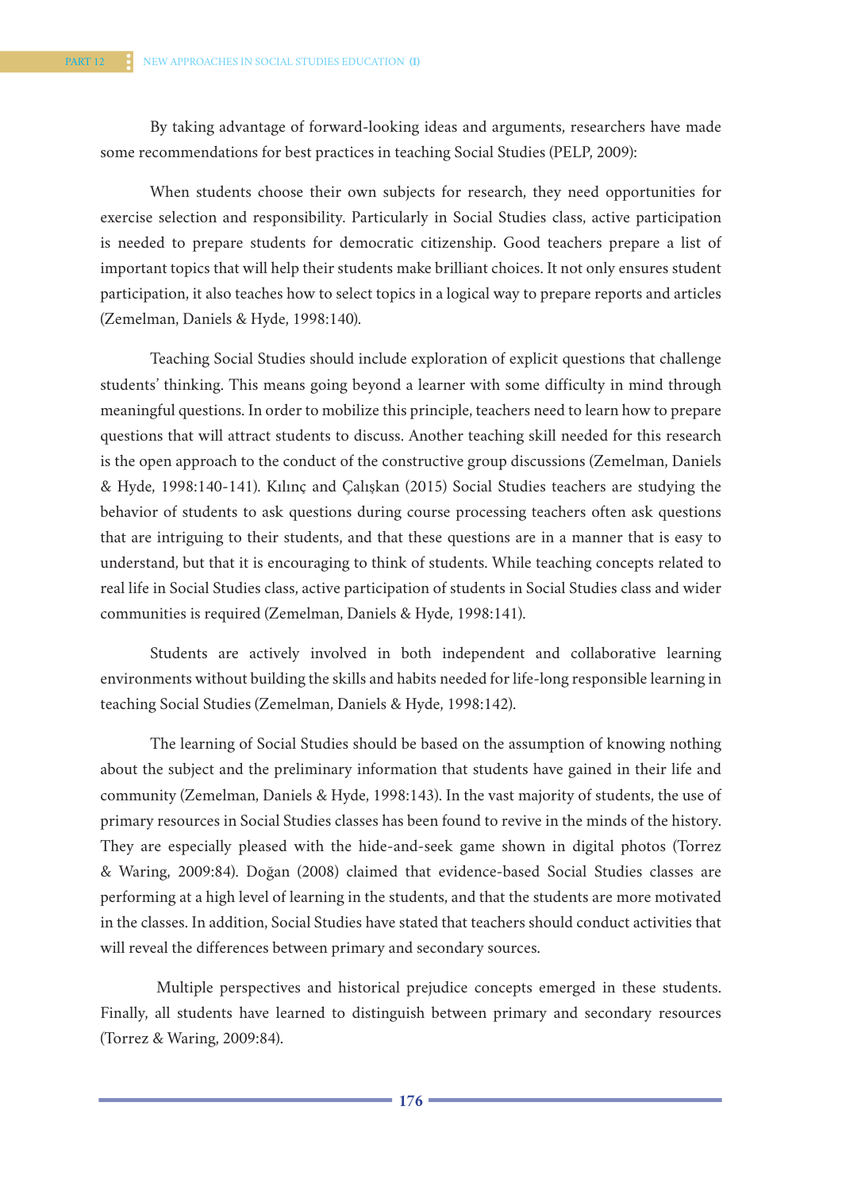By taking advantage of forward-looking ideas and arguments, researchers have made some recommendations for best practices in teaching Social Studies (PELP, 2009):

When students choose their own subjects for research, they need opportunities for exercise selection and responsibility. Particularly in Social Studies class, active participation is needed to prepare students for democratic citizenship. Good teachers prepare a list of important topics that will help their students make brilliant choices. It not only ensures student participation, it also teaches how to select topics in a logical way to prepare reports and articles (Zemelman, Daniels & Hyde, 1998:140).

Teaching Social Studies should include exploration of explicit questions that challenge students' thinking. This means going beyond a learner with some difficulty in mind through meaningful questions. In order to mobilize this principle, teachers need to learn how to prepare questions that will attract students to discuss. Another teaching skill needed for this research is the open approach to the conduct of the constructive group discussions (Zemelman, Daniels & Hyde, 1998:140-141). Kılınç and Çalışkan (2015) Social Studies teachers are studying the behavior of students to ask questions during course processing teachers often ask questions that are intriguing to their students, and that these questions are in a manner that is easy to understand, but that it is encouraging to think of students. While teaching concepts related to real life in Social Studies class, active participation of students in Social Studies class and wider communities is required (Zemelman, Daniels & Hyde, 1998:141).

Students are actively involved in both independent and collaborative learning environments without building the skills and habits needed for life-long responsible learning in teaching Social Studies (Zemelman, Daniels & Hyde, 1998:142).

The learning of Social Studies should be based on the assumption of knowing nothing about the subject and the preliminary information that students have gained in their life and community (Zemelman, Daniels & Hyde, 1998:143). In the vast majority of students, the use of primary resources in Social Studies classes has been found to revive in the minds of the history. They are especially pleased with the hide-and-seek game shown in digital photos (Torrez & Waring, 2009:84). Doğan (2008) claimed that evidence-based Social Studies classes are performing at a high level of learning in the students, and that the students are more motivated in the classes. In addition, Social Studies have stated that teachers should conduct activities that will reveal the differences between primary and secondary sources.

Multiple perspectives and historical prejudice concepts emerged in these students. Finally, all students have learned to distinguish between primary and secondary resources (Torrez & Waring, 2009:84).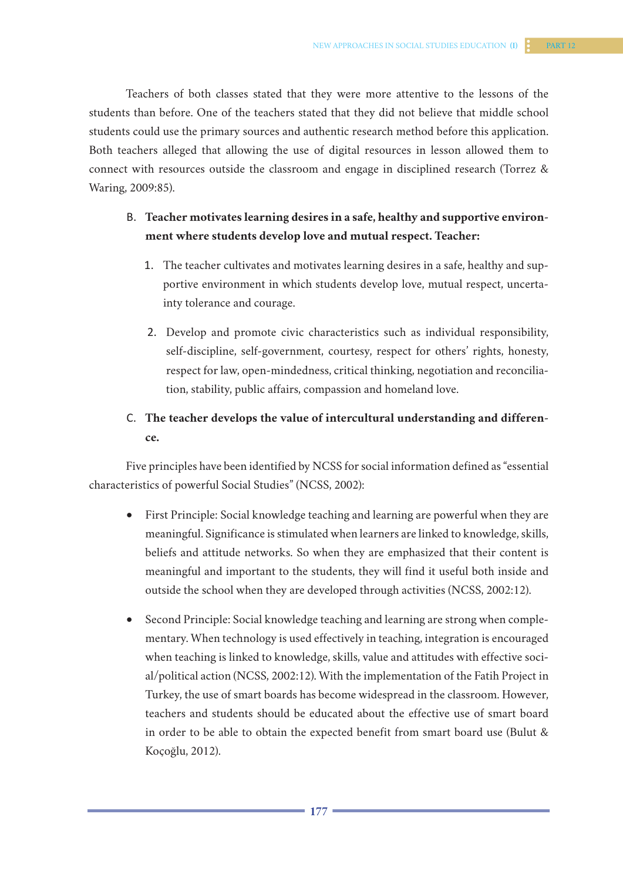Teachers of both classes stated that they were more attentive to the lessons of the students than before. One of the teachers stated that they did not believe that middle school students could use the primary sources and authentic research method before this application. Both teachers alleged that allowing the use of digital resources in lesson allowed them to connect with resources outside the classroom and engage in disciplined research (Torrez & Waring, 2009:85).

B. **Teacher motivates learning desires in a safe, healthy and supportive environment where students develop love and mutual respect. Teacher:**

1. The teacher cultivates and motivates learning desires in a safe, healthy and supportive environment in which students develop love, mutual respect, uncertainty tolerance and courage.

2. Develop and promote civic characteristics such as individual responsibility, self-discipline, self-government, courtesy, respect for others' rights, honesty, respect for law, open-mindedness, critical thinking, negotiation and reconciliation, stability, public affairs, compassion and homeland love.

C. **The teacher develops the value of intercultural understanding and difference.**

Five principles have been identified by NCSS for social information defined as "essential characteristics of powerful Social Studies" (NCSS, 2002):

- First Principle: Social knowledge teaching and learning are powerful when they are meaningful. Significance is stimulated when learners are linked to knowledge, skills, beliefs and attitude networks. So when they are emphasized that their content is meaningful and important to the students, they will find it useful both inside and outside the school when they are developed through activities (NCSS, 2002:12).

- Second Principle: Social knowledge teaching and learning are strong when complementary. When technology is used effectively in teaching, integration is encouraged when teaching is linked to knowledge, skills, value and attitudes with effective social/political action (NCSS, 2002:12). With the implementation of the Fatih Project in Turkey, the use of smart boards has become widespread in the classroom. However, teachers and students should be educated about the effective use of smart board in order to be able to obtain the expected benefit from smart board use (Bulut & Koçoğlu, 2012).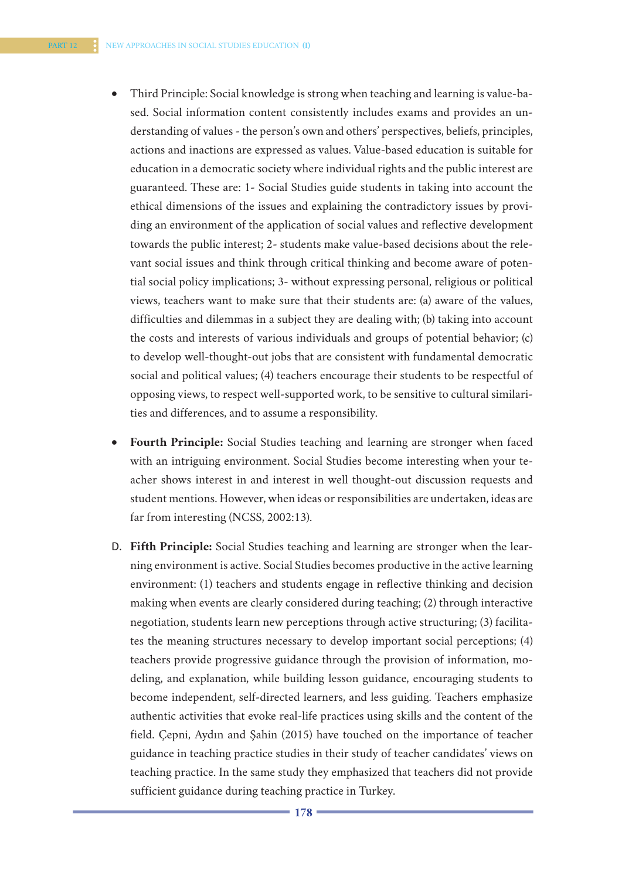- Third Principle: Social knowledge is strong when teaching and learning is value-based. Social information content consistently includes exams and provides an understanding of values - the person's own and others' perspectives, beliefs, principles, actions and inactions are expressed as values. Value-based education is suitable for education in a democratic society where individual rights and the public interest are guaranteed. These are: 1- Social Studies guide students in taking into account the ethical dimensions of the issues and explaining the contradictory issues by providing an environment of the application of social values and reflective development towards the public interest; 2- students make value-based decisions about the relevant social issues and think through critical thinking and become aware of potential social policy implications; 3- without expressing personal, religious or political views, teachers want to make sure that their students are: (a) aware of the values, difficulties and dilemmas in a subject they are dealing with; (b) taking into account the costs and interests of various individuals and groups of potential behavior; (c) to develop well-thought-out jobs that are consistent with fundamental democratic social and political values; (4) teachers encourage their students to be respectful of opposing views, to respect well-supported work, to be sensitive to cultural similarities and differences, and to assume a responsibility.

- **Fourth Principle:** Social Studies teaching and learning are stronger when faced with an intriguing environment. Social Studies become interesting when your teacher shows interest in and interest in well thought-out discussion requests and student mentions. However, when ideas or responsibilities are undertaken, ideas are far from interesting (NCSS, 2002:13).

D. **Fifth Principle:** Social Studies teaching and learning are stronger when the learning environment is active. Social Studies becomes productive in the active learning environment: (1) teachers and students engage in reflective thinking and decision making when events are clearly considered during teaching; (2) through interactive negotiation, students learn new perceptions through active structuring; (3) facilitates the meaning structures necessary to develop important social perceptions; (4) teachers provide progressive guidance through the provision of information, modeling, and explanation, while building lesson guidance, encouraging students to become independent, self-directed learners, and less guiding. Teachers emphasize authentic activities that evoke real-life practices using skills and the content of the field. Çepni, Aydın and Şahin (2015) have touched on the importance of teacher guidance in teaching practice studies in their study of teacher candidates' views on teaching practice. In the same study they emphasized that teachers did not provide sufficient guidance during teaching practice in Turkey.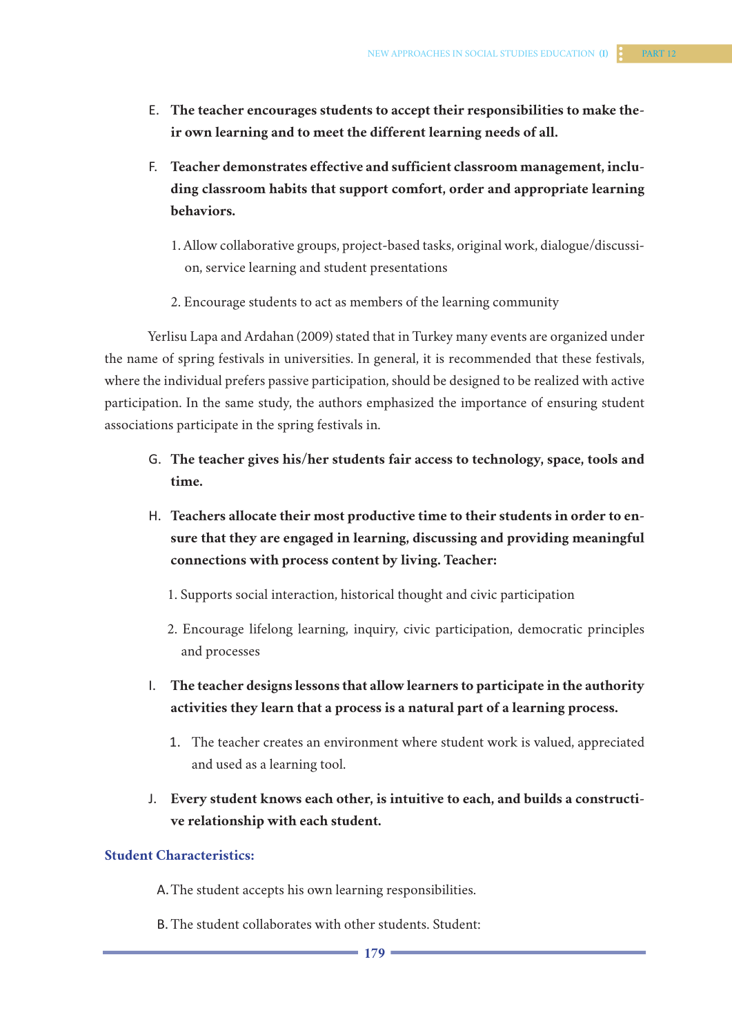E. **The teacher encourages students to accept their responsibilities to make their own learning and to meet the different learning needs of all.**

F. **Teacher demonstrates effective and sufficient classroom management, including classroom habits that support comfort, order and appropriate learning behaviors.**

1. Allow collaborative groups, project-based tasks, original work, dialogue/discussion, service learning and student presentations
2. Encourage students to act as members of the learning community

Yerlisu Lapa and Ardahan (2009) stated that in Turkey many events are organized under the name of spring festivals in universities. In general, it is recommended that these festivals, where the individual prefers passive participation, should be designed to be realized with active participation. In the same study, the authors emphasized the importance of ensuring student associations participate in the spring festivals in.

G. **The teacher gives his/her students fair access to technology, space, tools and time.**

H. **Teachers allocate their most productive time to their students in order to ensure that they are engaged in learning, discussing and providing meaningful connections with process content by living. Teacher:**

1. Supports social interaction, historical thought and civic participation
2. Encourage lifelong learning, inquiry, civic participation, democratic principles and processes

I. **The teacher designs lessons that allow learners to participate in the authority activities they learn that a process is a natural part of a learning process.**

1. The teacher creates an environment where student work is valued, appreciated and used as a learning tool.

J. **Every student knows each other, is intuitive to each, and builds a constructive relationship with each student.**

### Student Characteristics:

A. The student accepts his own learning responsibilities.

B. The student collaborates with other students. Student: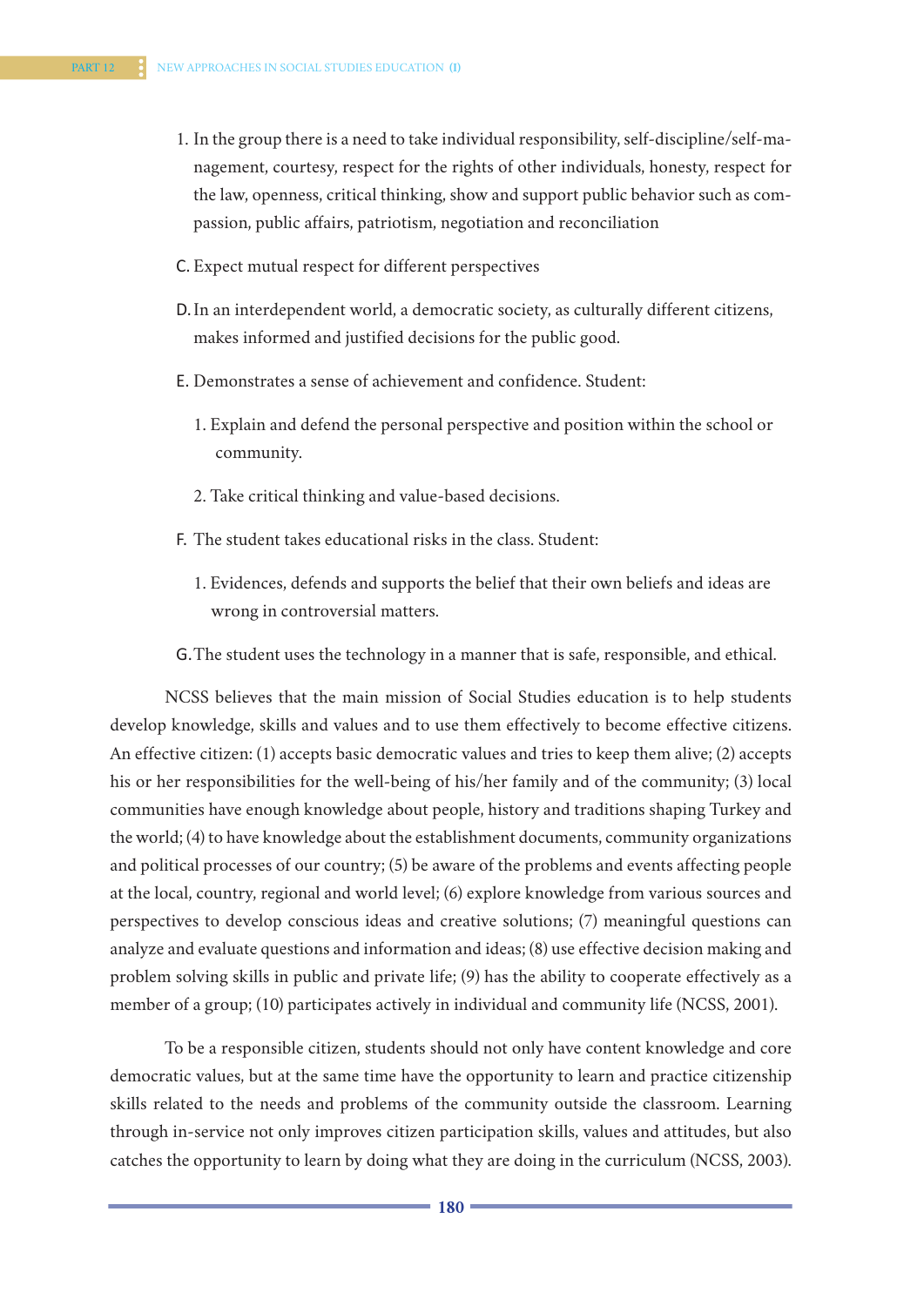1. In the group there is a need to take individual responsibility, self-discipline/self-management, courtesy, respect for the rights of other individuals, honesty, respect for the law, openness, critical thinking, show and support public behavior such as compassion, public affairs, patriotism, negotiation and reconciliation

C. Expect mutual respect for different perspectives

D. In an interdependent world, a democratic society, as culturally different citizens, makes informed and justified decisions for the public good.

E. Demonstrates a sense of achievement and confidence. Student:

1. Explain and defend the personal perspective and position within the school or community.

2. Take critical thinking and value-based decisions.

F. The student takes educational risks in the class. Student:

1. Evidences, defends and supports the belief that their own beliefs and ideas are wrong in controversial matters.

G. The student uses the technology in a manner that is safe, responsible, and ethical.

NCSS believes that the main mission of Social Studies education is to help students develop knowledge, skills and values and to use them effectively to become effective citizens. An effective citizen: (1) accepts basic democratic values and tries to keep them alive; (2) accepts his or her responsibilities for the well-being of his/her family and of the community; (3) local communities have enough knowledge about people, history and traditions shaping Turkey and the world; (4) to have knowledge about the establishment documents, community organizations and political processes of our country; (5) be aware of the problems and events affecting people at the local, country, regional and world level; (6) explore knowledge from various sources and perspectives to develop conscious ideas and creative solutions; (7) meaningful questions can analyze and evaluate questions and information and ideas; (8) use effective decision making and problem solving skills in public and private life; (9) has the ability to cooperate effectively as a member of a group; (10) participates actively in individual and community life (NCSS, 2001).

To be a responsible citizen, students should not only have content knowledge and core democratic values, but at the same time have the opportunity to learn and practice citizenship skills related to the needs and problems of the community outside the classroom. Learning through in-service not only improves citizen participation skills, values and attitudes, but also catches the opportunity to learn by doing what they are doing in the curriculum (NCSS, 2003).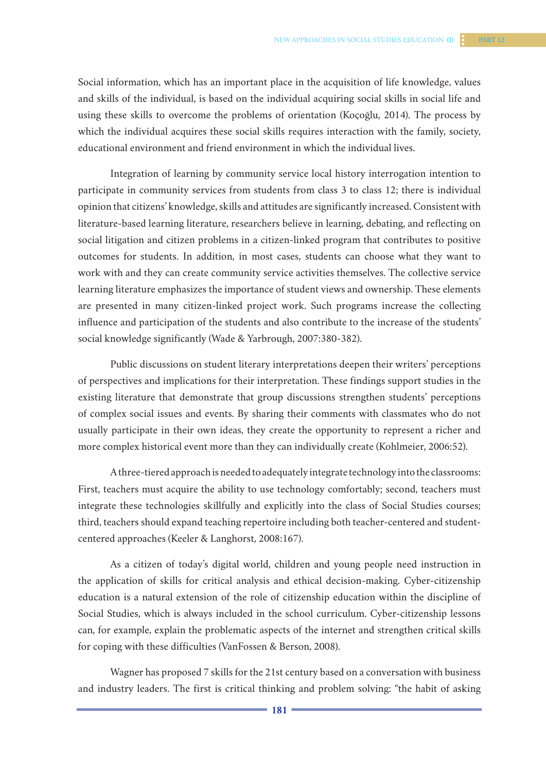Social information, which has an important place in the acquisition of life knowledge, values and skills of the individual, is based on the individual acquiring social skills in social life and using these skills to overcome the problems of orientation (Koçoğlu, 2014). The process by which the individual acquires these social skills requires interaction with the family, society, educational environment and friend environment in which the individual lives.

Integration of learning by community service local history interrogation intention to participate in community services from students from class 3 to class 12; there is individual opinion that citizens' knowledge, skills and attitudes are significantly increased. Consistent with literature-based learning literature, researchers believe in learning, debating, and reflecting on social litigation and citizen problems in a citizen-linked program that contributes to positive outcomes for students. In addition, in most cases, students can choose what they want to work with and they can create community service activities themselves. The collective service learning literature emphasizes the importance of student views and ownership. These elements are presented in many citizen-linked project work. Such programs increase the collecting influence and participation of the students and also contribute to the increase of the students' social knowledge significantly (Wade & Yarbrough, 2007:380-382).

Public discussions on student literary interpretations deepen their writers' perceptions of perspectives and implications for their interpretation. These findings support studies in the existing literature that demonstrate that group discussions strengthen students' perceptions of complex social issues and events. By sharing their comments with classmates who do not usually participate in their own ideas, they create the opportunity to represent a richer and more complex historical event more than they can individually create (Kohlmeier, 2006:52).

A three-tiered approach is needed to adequately integrate technology into the classrooms: First, teachers must acquire the ability to use technology comfortably; second, teachers must integrate these technologies skillfully and explicitly into the class of Social Studies courses; third, teachers should expand teaching repertoire including both teacher-centered and student-centered approaches (Keeler & Langhorst, 2008:167).

As a citizen of today's digital world, children and young people need instruction in the application of skills for critical analysis and ethical decision-making. Cyber-citizenship education is a natural extension of the role of citizenship education within the discipline of Social Studies, which is always included in the school curriculum. Cyber-citizenship lessons can, for example, explain the problematic aspects of the internet and strengthen critical skills for coping with these difficulties (VanFossen & Berson, 2008).

Wagner has proposed 7 skills for the 21st century based on a conversation with business and industry leaders. The first is critical thinking and problem solving: "the habit of asking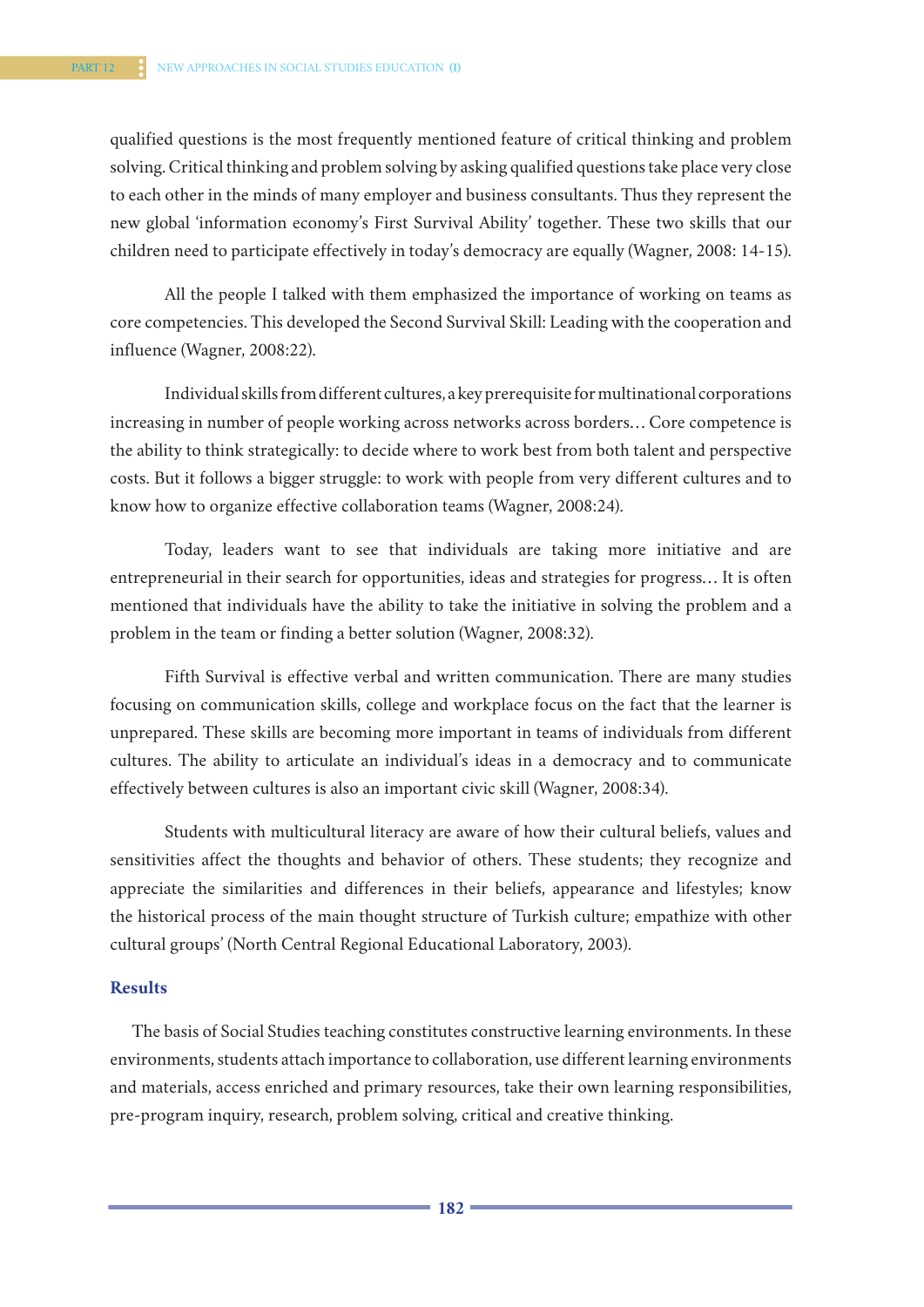qualified questions is the most frequently mentioned feature of critical thinking and problem solving. Critical thinking and problem solving by asking qualified questions take place very close to each other in the minds of many employer and business consultants. Thus they represent the new global 'information economy's First Survival Ability' together. These two skills that our children need to participate effectively in today's democracy are equally (Wagner, 2008: 14-15).

All the people I talked with them emphasized the importance of working on teams as core competencies. This developed the Second Survival Skill: Leading with the cooperation and influence (Wagner, 2008:22).

Individual skills from different cultures, a key prerequisite for multinational corporations increasing in number of people working across networks across borders… Core competence is the ability to think strategically: to decide where to work best from both talent and perspective costs. But it follows a bigger struggle: to work with people from very different cultures and to know how to organize effective collaboration teams (Wagner, 2008:24).

Today, leaders want to see that individuals are taking more initiative and are entrepreneurial in their search for opportunities, ideas and strategies for progress… It is often mentioned that individuals have the ability to take the initiative in solving the problem and a problem in the team or finding a better solution (Wagner, 2008:32).

Fifth Survival is effective verbal and written communication. There are many studies focusing on communication skills, college and workplace focus on the fact that the learner is unprepared. These skills are becoming more important in teams of individuals from different cultures. The ability to articulate an individual's ideas in a democracy and to communicate effectively between cultures is also an important civic skill (Wagner, 2008:34).

Students with multicultural literacy are aware of how their cultural beliefs, values and sensitivities affect the thoughts and behavior of others. These students; they recognize and appreciate the similarities and differences in their beliefs, appearance and lifestyles; know the historical process of the main thought structure of Turkish culture; empathize with other cultural groups' (North Central Regional Educational Laboratory, 2003).

## Results

The basis of Social Studies teaching constitutes constructive learning environments. In these environments, students attach importance to collaboration, use different learning environments and materials, access enriched and primary resources, take their own learning responsibilities, pre-program inquiry, research, problem solving, critical and creative thinking.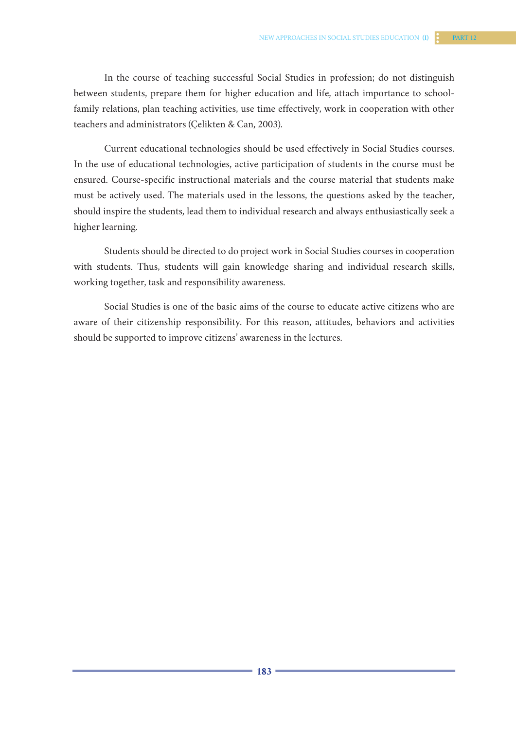In the course of teaching successful Social Studies in profession; do not distinguish between students, prepare them for higher education and life, attach importance to school-family relations, plan teaching activities, use time effectively, work in cooperation with other teachers and administrators (Çelikten & Can, 2003).

Current educational technologies should be used effectively in Social Studies courses. In the use of educational technologies, active participation of students in the course must be ensured. Course-specific instructional materials and the course material that students make must be actively used. The materials used in the lessons, the questions asked by the teacher, should inspire the students, lead them to individual research and always enthusiastically seek a higher learning.

Students should be directed to do project work in Social Studies courses in cooperation with students. Thus, students will gain knowledge sharing and individual research skills, working together, task and responsibility awareness.

Social Studies is one of the basic aims of the course to educate active citizens who are aware of their citizenship responsibility. For this reason, attitudes, behaviors and activities should be supported to improve citizens' awareness in the lectures.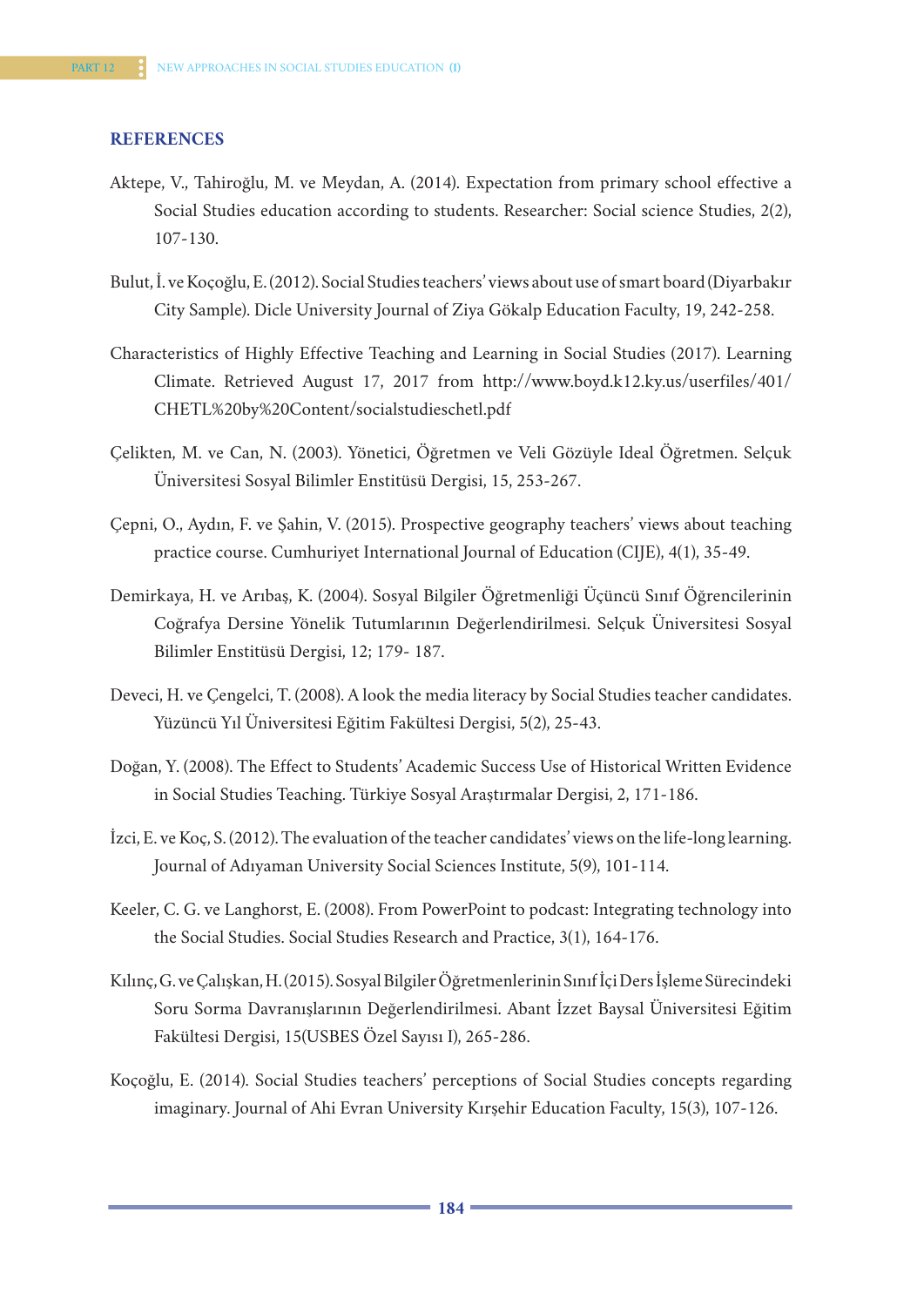## REFERENCES

Aktepe, V., Tahiroğlu, M. ve Meydan, A. (2014). Expectation from primary school effective a Social Studies education according to students. Researcher: Social science Studies, 2(2), 107-130.

Bulut, İ. ve Koçoğlu, E. (2012). Social Studies teachers' views about use of smart board (Diyarbakır City Sample). Dicle University Journal of Ziya Gökalp Education Faculty, 19, 242-258.

Characteristics of Highly Effective Teaching and Learning in Social Studies (2017). Learning Climate. Retrieved August 17, 2017 from http://www.boyd.k12.ky.us/userfiles/401/CHETL%20by%20Content/socialstudieschetl.pdf

Çelikten, M. ve Can, N. (2003). Yönetici, Öğretmen ve Veli Gözüyle Ideal Öğretmen. Selçuk Üniversitesi Sosyal Bilimler Enstitüsü Dergisi, 15, 253-267.

Çepni, O., Aydın, F. ve Şahin, V. (2015). Prospective geography teachers' views about teaching practice course. Cumhuriyet International Journal of Education (CIJE), 4(1), 35-49.

Demirkaya, H. ve Arıbaş, K. (2004). Sosyal Bilgiler Öğretmenliği Üçüncü Sınıf Öğrencilerinin Coğrafya Dersine Yönelik Tutumlarının Değerlendirilmesi. Selçuk Üniversitesi Sosyal Bilimler Enstitüsü Dergisi, 12; 179- 187.

Deveci, H. ve Çengelci, T. (2008). A look the media literacy by Social Studies teacher candidates. Yüzüncü Yıl Üniversitesi Eğitim Fakültesi Dergisi, 5(2), 25-43.

Doğan, Y. (2008). The Effect to Students' Academic Success Use of Historical Written Evidence in Social Studies Teaching. Türkiye Sosyal Araştırmalar Dergisi, 2, 171-186.

İzci, E. ve Koç, S. (2012). The evaluation of the teacher candidates' views on the life-long learning. Journal of Adıyaman University Social Sciences Institute, 5(9), 101-114.

Keeler, C. G. ve Langhorst, E. (2008). From PowerPoint to podcast: Integrating technology into the Social Studies. Social Studies Research and Practice, 3(1), 164-176.

Kılınç, G. ve Çalışkan, H. (2015). Sosyal Bilgiler Öğretmenlerinin Sınıf İçi Ders İşleme Sürecindeki Soru Sorma Davranışlarının Değerlendirilmesi. Abant İzzet Baysal Üniversitesi Eğitim Fakültesi Dergisi, 15(USBES Özel Sayısı I), 265-286.

Koçoğlu, E. (2014). Social Studies teachers' perceptions of Social Studies concepts regarding imaginary. Journal of Ahi Evran University Kırşehir Education Faculty, 15(3), 107-126.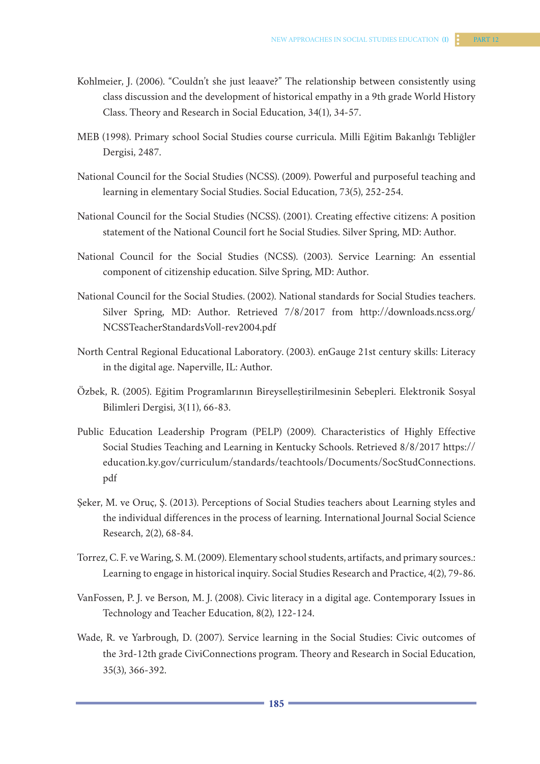Kohlmeier, J. (2006). “Couldn’t she just leaave?” The relationship between consistently using class discussion and the development of historical empathy in a 9th grade World History Class. Theory and Research in Social Education, 34(1), 34-57.

MEB (1998). Primary school Social Studies course curricula. Milli Eğitim Bakanlığı Tebliğler Dergisi, 2487.

National Council for the Social Studies (NCSS). (2009). Powerful and purposeful teaching and learning in elementary Social Studies. Social Education, 73(5), 252-254.

National Council for the Social Studies (NCSS). (2001). Creating effective citizens: A position statement of the National Council fort he Social Studies. Silver Spring, MD: Author.

National Council for the Social Studies (NCSS). (2003). Service Learning: An essential component of citizenship education. Silve Spring, MD: Author.

National Council for the Social Studies. (2002). National standards for Social Studies teachers. Silver Spring, MD: Author. Retrieved 7/8/2017 from http://downloads.ncss.org/NCSSTeacherStandardsVoll-rev2004.pdf

North Central Regional Educational Laboratory. (2003). enGauge 21st century skills: Literacy in the digital age. Naperville, IL: Author.

Özbek, R. (2005). Eğitim Programlarının Bireyselleştirilmesinin Sebepleri. Elektronik Sosyal Bilimleri Dergisi, 3(11), 66-83.

Public Education Leadership Program (PELP) (2009). Characteristics of Highly Effective Social Studies Teaching and Learning in Kentucky Schools. Retrieved 8/8/2017 https://education.ky.gov/curriculum/standards/teachtools/Documents/SocStudConnections.pdf

Şeker, M. ve Oruç, Ş. (2013). Perceptions of Social Studies teachers about Learning styles and the individual differences in the process of learning. International Journal Social Science Research, 2(2), 68-84.

Torrez, C. F. ve Waring, S. M. (2009). Elementary school students, artifacts, and primary sources.: Learning to engage in historical inquiry. Social Studies Research and Practice, 4(2), 79-86.

VanFossen, P. J. ve Berson, M. J. (2008). Civic literacy in a digital age. Contemporary Issues in Technology and Teacher Education, 8(2), 122-124.

Wade, R. ve Yarbrough, D. (2007). Service learning in the Social Studies: Civic outcomes of the 3rd-12th grade CiviConnections program. Theory and Research in Social Education, 35(3), 366-392.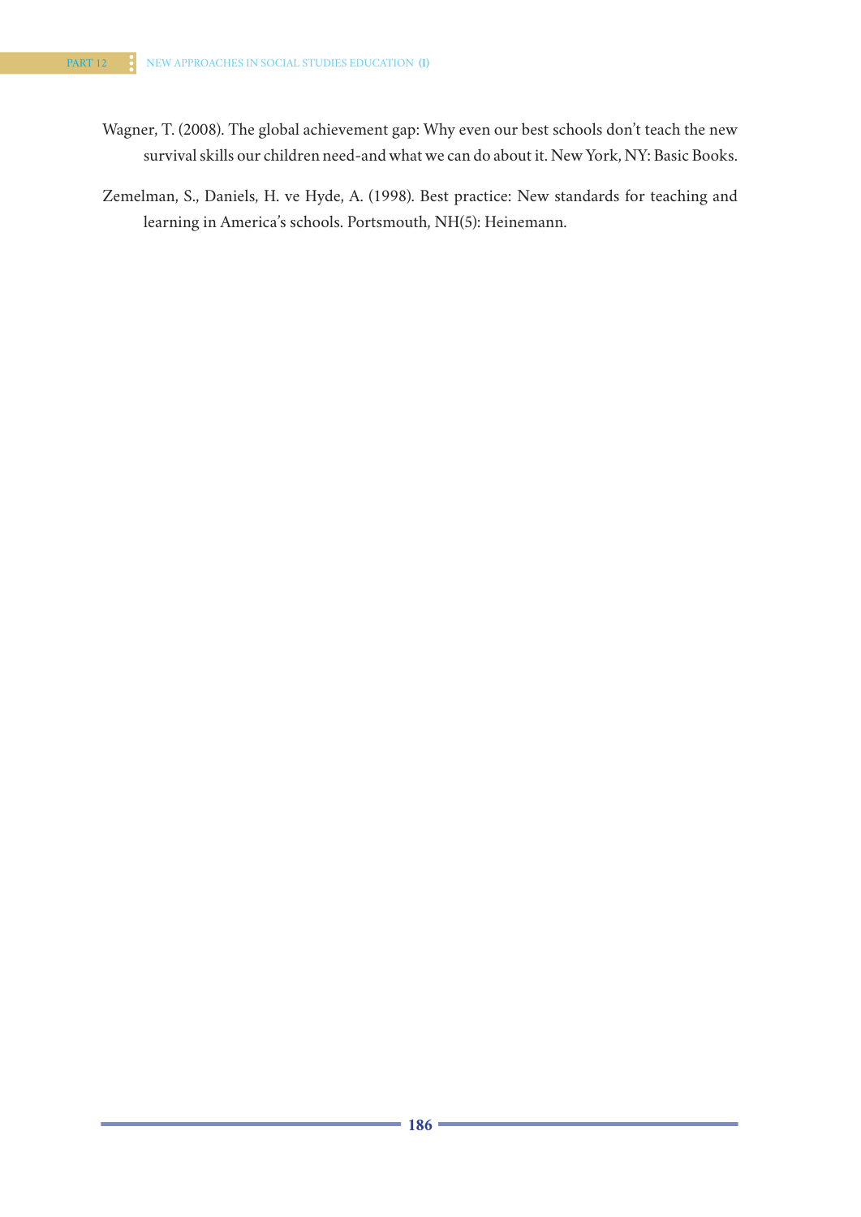Wagner, T. (2008). The global achievement gap: Why even our best schools don't teach the new survival skills our children need-and what we can do about it. New York, NY: Basic Books.

Zemelman, S., Daniels, H. ve Hyde, A. (1998). Best practice: New standards for teaching and learning in America's schools. Portsmouth, NH(5): Heinemann.